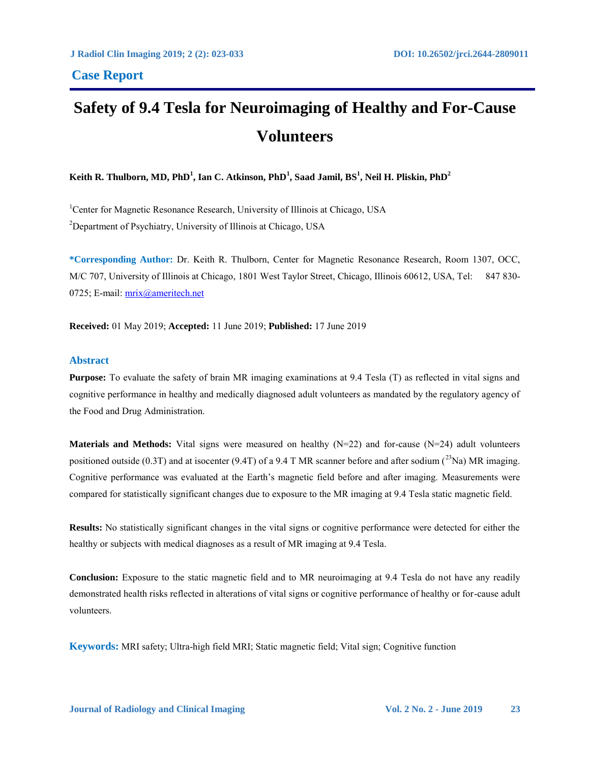## Case Report

# Safety of 9.4 Tesla for Neuroimaging of Healthy and For-Cause Volunteers

**Keith R. Thulborn, MD, PhD[1], Ian C. Atkinson, PhD[1], Saad Jamil, BS[1], Neil H. Pliskin, PhD[2]**

[1]Center for Magnetic Resonance Research, University of Illinois at Chicago, USA

[2]Department of Psychiatry, University of Illinois at Chicago, USA

**\*Corresponding Author:** Dr. Keith R. Thulborn, Center for Magnetic Resonance Research, Room 1307, OCC, M/C 707, University of Illinois at Chicago, 1801 West Taylor Street, Chicago, Illinois 60612, USA, Tel: 847 830-0725; E-mail: mrix@ameritech.net

**Received:** 01 May 2019; **Accepted:** 11 June 2019; **Published:** 17 June 2019

## Abstract

**Purpose:** To evaluate the safety of brain MR imaging examinations at 9.4 Tesla (T) as reflected in vital signs and cognitive performance in healthy and medically diagnosed adult volunteers as mandated by the regulatory agency of the Food and Drug Administration.

**Materials and Methods:** Vital signs were measured on healthy (N=22) and for-cause (N=24) adult volunteers positioned outside (0.3T) and at isocenter (9.4T) of a 9.4 T MR scanner before and after sodium ($^{23}$Na) MR imaging. Cognitive performance was evaluated at the Earth's magnetic field before and after imaging. Measurements were compared for statistically significant changes due to exposure to the MR imaging at 9.4 Tesla static magnetic field.

**Results:** No statistically significant changes in the vital signs or cognitive performance were detected for either the healthy or subjects with medical diagnoses as a result of MR imaging at 9.4 Tesla.

**Conclusion:** Exposure to the static magnetic field and to MR neuroimaging at 9.4 Tesla do not have any readily demonstrated health risks reflected in alterations of vital signs or cognitive performance of healthy or for-cause adult volunteers.

**Keywords:** MRI safety; Ultra-high field MRI; Static magnetic field; Vital sign; Cognitive function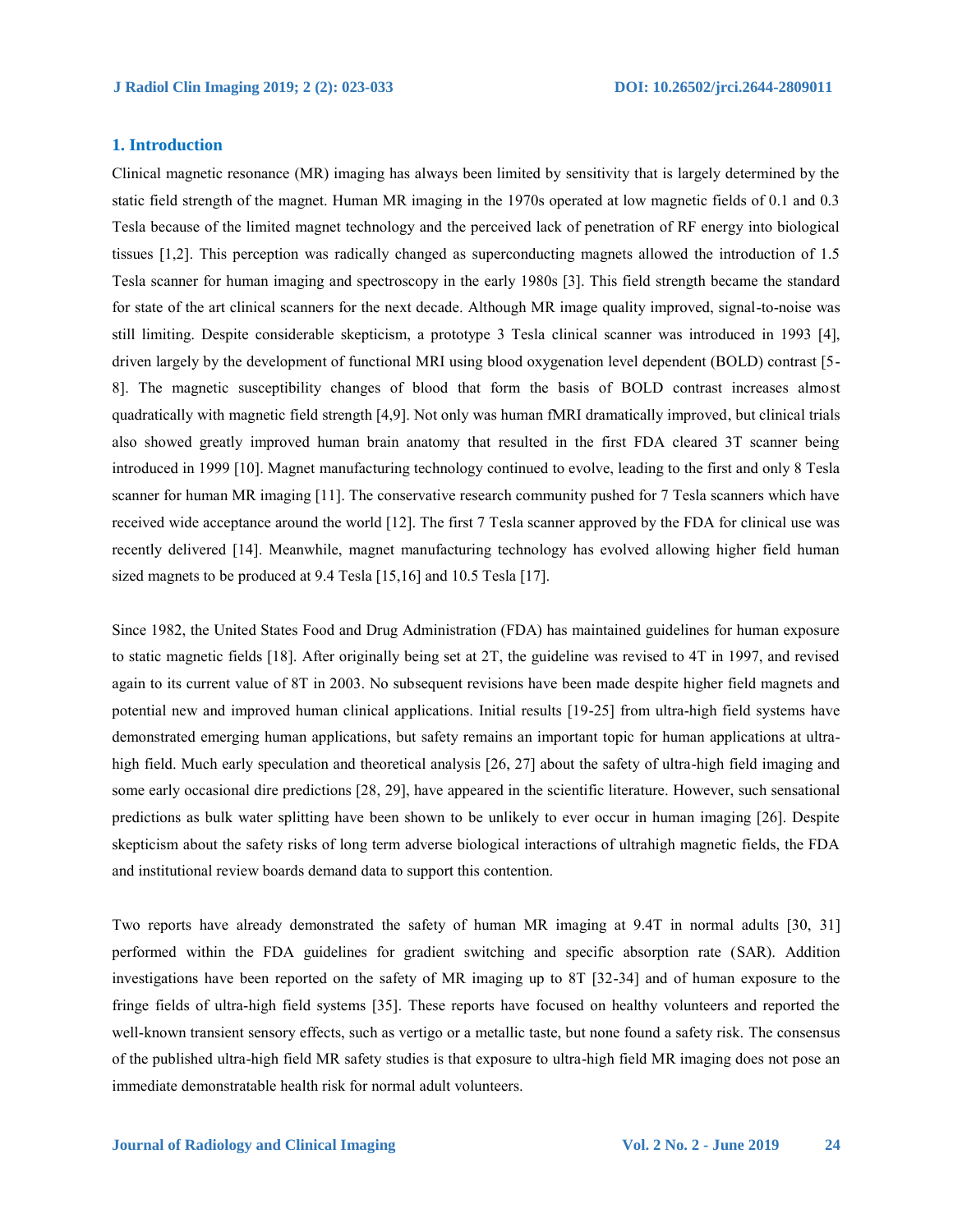## 1. Introduction

Clinical magnetic resonance (MR) imaging has always been limited by sensitivity that is largely determined by the static field strength of the magnet. Human MR imaging in the 1970s operated at low magnetic fields of 0.1 and 0.3 Tesla because of the limited magnet technology and the perceived lack of penetration of RF energy into biological tissues [1,2]. This perception was radically changed as superconducting magnets allowed the introduction of 1.5 Tesla scanner for human imaging and spectroscopy in the early 1980s [3]. This field strength became the standard for state of the art clinical scanners for the next decade. Although MR image quality improved, signal-to-noise was still limiting. Despite considerable skepticism, a prototype 3 Tesla clinical scanner was introduced in 1993 [4], driven largely by the development of functional MRI using blood oxygenation level dependent (BOLD) contrast [5-8]. The magnetic susceptibility changes of blood that form the basis of BOLD contrast increases almost quadratically with magnetic field strength [4,9]. Not only was human fMRI dramatically improved, but clinical trials also showed greatly improved human brain anatomy that resulted in the first FDA cleared 3T scanner being introduced in 1999 [10]. Magnet manufacturing technology continued to evolve, leading to the first and only 8 Tesla scanner for human MR imaging [11]. The conservative research community pushed for 7 Tesla scanners which have received wide acceptance around the world [12]. The first 7 Tesla scanner approved by the FDA for clinical use was recently delivered [14]. Meanwhile, magnet manufacturing technology has evolved allowing higher field human sized magnets to be produced at 9.4 Tesla [15,16] and 10.5 Tesla [17].

Since 1982, the United States Food and Drug Administration (FDA) has maintained guidelines for human exposure to static magnetic fields [18]. After originally being set at 2T, the guideline was revised to 4T in 1997, and revised again to its current value of 8T in 2003. No subsequent revisions have been made despite higher field magnets and potential new and improved human clinical applications. Initial results [19-25] from ultra-high field systems have demonstrated emerging human applications, but safety remains an important topic for human applications at ultra-high field. Much early speculation and theoretical analysis [26, 27] about the safety of ultra-high field imaging and some early occasional dire predictions [28, 29], have appeared in the scientific literature. However, such sensational predictions as bulk water splitting have been shown to be unlikely to ever occur in human imaging [26]. Despite skepticism about the safety risks of long term adverse biological interactions of ultrahigh magnetic fields, the FDA and institutional review boards demand data to support this contention.

Two reports have already demonstrated the safety of human MR imaging at 9.4T in normal adults [30, 31] performed within the FDA guidelines for gradient switching and specific absorption rate (SAR). Addition investigations have been reported on the safety of MR imaging up to 8T [32-34] and of human exposure to the fringe fields of ultra-high field systems [35]. These reports have focused on healthy volunteers and reported the well-known transient sensory effects, such as vertigo or a metallic taste, but none found a safety risk. The consensus of the published ultra-high field MR safety studies is that exposure to ultra-high field MR imaging does not pose an immediate demonstratable health risk for normal adult volunteers.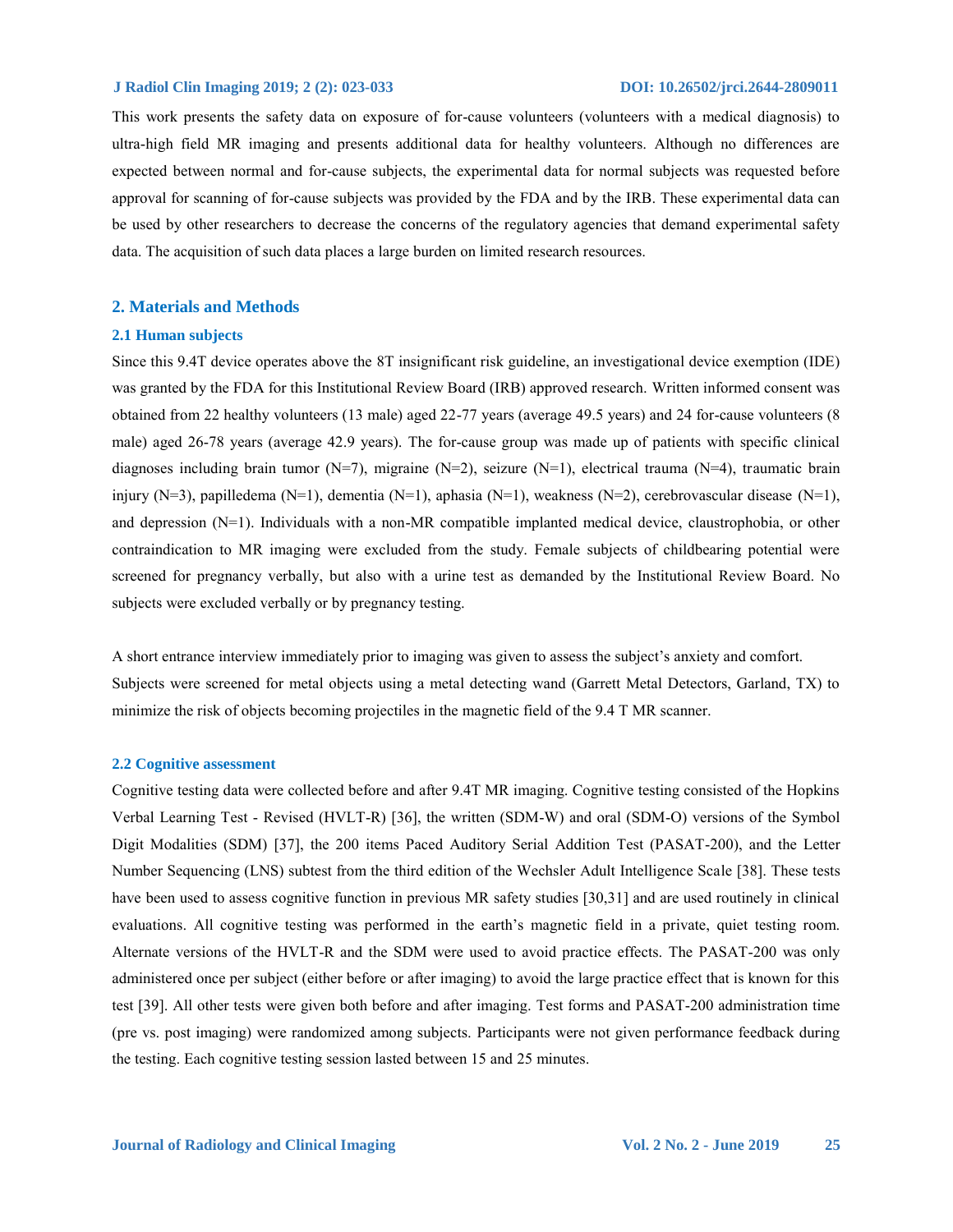This work presents the safety data on exposure of for-cause volunteers (volunteers with a medical diagnosis) to ultra-high field MR imaging and presents additional data for healthy volunteers. Although no differences are expected between normal and for-cause subjects, the experimental data for normal subjects was requested before approval for scanning of for-cause subjects was provided by the FDA and by the IRB. These experimental data can be used by other researchers to decrease the concerns of the regulatory agencies that demand experimental safety data. The acquisition of such data places a large burden on limited research resources.

## 2. Materials and Methods

### 2.1 Human subjects

Since this 9.4T device operates above the 8T insignificant risk guideline, an investigational device exemption (IDE) was granted by the FDA for this Institutional Review Board (IRB) approved research. Written informed consent was obtained from 22 healthy volunteers (13 male) aged 22-77 years (average 49.5 years) and 24 for-cause volunteers (8 male) aged 26-78 years (average 42.9 years). The for-cause group was made up of patients with specific clinical diagnoses including brain tumor (N=7), migraine (N=2), seizure (N=1), electrical trauma (N=4), traumatic brain injury (N=3), papilledema (N=1), dementia (N=1), aphasia (N=1), weakness (N=2), cerebrovascular disease (N=1), and depression (N=1). Individuals with a non-MR compatible implanted medical device, claustrophobia, or other contraindication to MR imaging were excluded from the study. Female subjects of childbearing potential were screened for pregnancy verbally, but also with a urine test as demanded by the Institutional Review Board. No subjects were excluded verbally or by pregnancy testing.

A short entrance interview immediately prior to imaging was given to assess the subject's anxiety and comfort. Subjects were screened for metal objects using a metal detecting wand (Garrett Metal Detectors, Garland, TX) to minimize the risk of objects becoming projectiles in the magnetic field of the 9.4 T MR scanner.

### 2.2 Cognitive assessment

Cognitive testing data were collected before and after 9.4T MR imaging. Cognitive testing consisted of the Hopkins Verbal Learning Test - Revised (HVLT-R) [36], the written (SDM-W) and oral (SDM-O) versions of the Symbol Digit Modalities (SDM) [37], the 200 items Paced Auditory Serial Addition Test (PASAT-200), and the Letter Number Sequencing (LNS) subtest from the third edition of the Wechsler Adult Intelligence Scale [38]. These tests have been used to assess cognitive function in previous MR safety studies [30,31] and are used routinely in clinical evaluations. All cognitive testing was performed in the earth's magnetic field in a private, quiet testing room. Alternate versions of the HVLT-R and the SDM were used to avoid practice effects. The PASAT-200 was only administered once per subject (either before or after imaging) to avoid the large practice effect that is known for this test [39]. All other tests were given both before and after imaging. Test forms and PASAT-200 administration time (pre vs. post imaging) were randomized among subjects. Participants were not given performance feedback during the testing. Each cognitive testing session lasted between 15 and 25 minutes.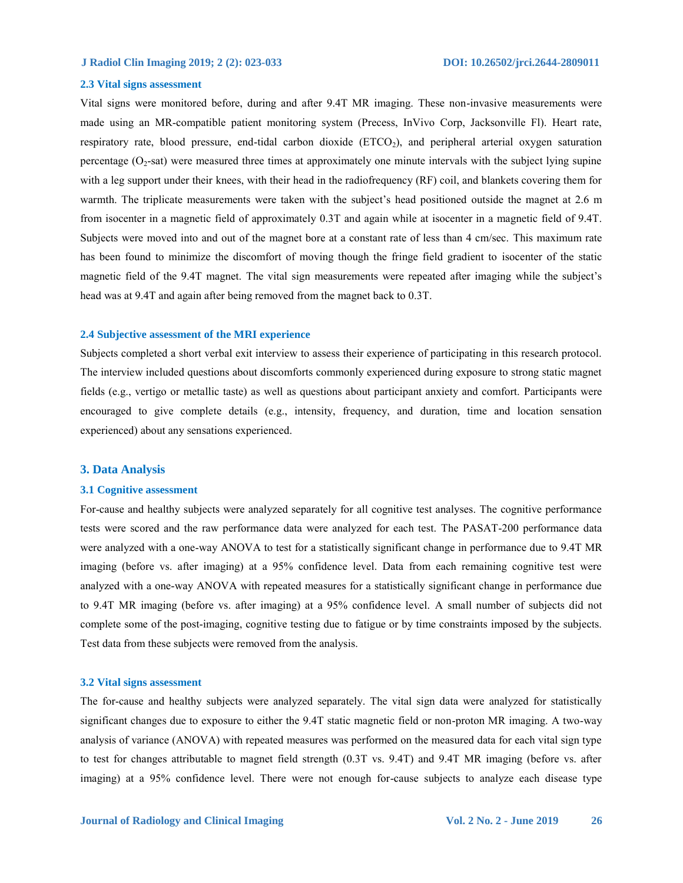### 2.3 Vital signs assessment

Vital signs were monitored before, during and after 9.4T MR imaging. These non-invasive measurements were made using an MR-compatible patient monitoring system (Precess, InVivo Corp, Jacksonville Fl). Heart rate, respiratory rate, blood pressure, end-tidal carbon dioxide ($ETCO_2$), and peripheral arterial oxygen saturation percentage ($O_2$-sat) were measured three times at approximately one minute intervals with the subject lying supine with a leg support under their knees, with their head in the radiofrequency (RF) coil, and blankets covering them for warmth. The triplicate measurements were taken with the subject's head positioned outside the magnet at 2.6 m from isocenter in a magnetic field of approximately 0.3T and again while at isocenter in a magnetic field of 9.4T. Subjects were moved into and out of the magnet bore at a constant rate of less than 4 cm/sec. This maximum rate has been found to minimize the discomfort of moving though the fringe field gradient to isocenter of the static magnetic field of the 9.4T magnet. The vital sign measurements were repeated after imaging while the subject's head was at 9.4T and again after being removed from the magnet back to 0.3T.

### 2.4 Subjective assessment of the MRI experience

Subjects completed a short verbal exit interview to assess their experience of participating in this research protocol. The interview included questions about discomforts commonly experienced during exposure to strong static magnet fields (e.g., vertigo or metallic taste) as well as questions about participant anxiety and comfort. Participants were encouraged to give complete details (e.g., intensity, frequency, and duration, time and location sensation experienced) about any sensations experienced.

## 3. Data Analysis

### 3.1 Cognitive assessment

For-cause and healthy subjects were analyzed separately for all cognitive test analyses. The cognitive performance tests were scored and the raw performance data were analyzed for each test. The PASAT-200 performance data were analyzed with a one-way ANOVA to test for a statistically significant change in performance due to 9.4T MR imaging (before vs. after imaging) at a 95% confidence level. Data from each remaining cognitive test were analyzed with a one-way ANOVA with repeated measures for a statistically significant change in performance due to 9.4T MR imaging (before vs. after imaging) at a 95% confidence level. A small number of subjects did not complete some of the post-imaging, cognitive testing due to fatigue or by time constraints imposed by the subjects. Test data from these subjects were removed from the analysis.

### 3.2 Vital signs assessment

The for-cause and healthy subjects were analyzed separately. The vital sign data were analyzed for statistically significant changes due to exposure to either the 9.4T static magnetic field or non-proton MR imaging. A two-way analysis of variance (ANOVA) with repeated measures was performed on the measured data for each vital sign type to test for changes attributable to magnet field strength (0.3T vs. 9.4T) and 9.4T MR imaging (before vs. after imaging) at a 95% confidence level. There were not enough for-cause subjects to analyze each disease type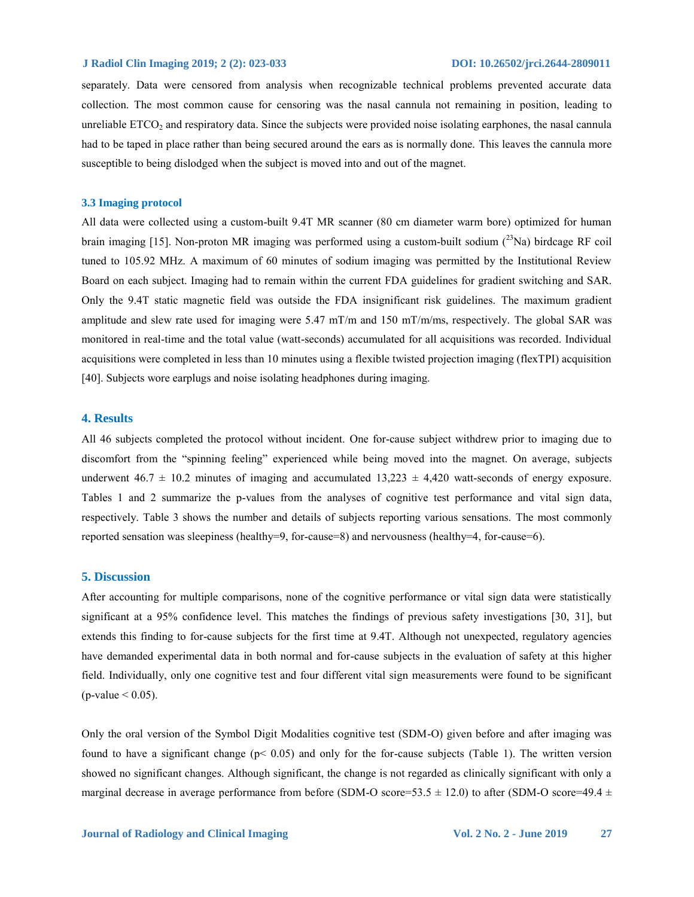separately. Data were censored from analysis when recognizable technical problems prevented accurate data collection. The most common cause for censoring was the nasal cannula not remaining in position, leading to unreliable $ETCO_2$ and respiratory data. Since the subjects were provided noise isolating earphones, the nasal cannula had to be taped in place rather than being secured around the ears as is normally done. This leaves the cannula more susceptible to being dislodged when the subject is moved into and out of the magnet.

### 3.3 Imaging protocol

All data were collected using a custom-built 9.4T MR scanner (80 cm diameter warm bore) optimized for human brain imaging [15]. Non-proton MR imaging was performed using a custom-built sodium ($^{23}$Na) birdcage RF coil tuned to 105.92 MHz. A maximum of 60 minutes of sodium imaging was permitted by the Institutional Review Board on each subject. Imaging had to remain within the current FDA guidelines for gradient switching and SAR. Only the 9.4T static magnetic field was outside the FDA insignificant risk guidelines. The maximum gradient amplitude and slew rate used for imaging were 5.47 mT/m and 150 mT/m/ms, respectively. The global SAR was monitored in real-time and the total value (watt-seconds) accumulated for all acquisitions was recorded. Individual acquisitions were completed in less than 10 minutes using a flexible twisted projection imaging (flexTPI) acquisition [40]. Subjects wore earplugs and noise isolating headphones during imaging.

## 4. Results

All 46 subjects completed the protocol without incident. One for-cause subject withdrew prior to imaging due to discomfort from the "spinning feeling" experienced while being moved into the magnet. On average, subjects underwent $46.7 \pm 10.2$ minutes of imaging and accumulated $13{,}223 \pm 4{,}420$ watt-seconds of energy exposure. Tables 1 and 2 summarize the p-values from the analyses of cognitive test performance and vital sign data, respectively. Table 3 shows the number and details of subjects reporting various sensations. The most commonly reported sensation was sleepiness (healthy=9, for-cause=8) and nervousness (healthy=4, for-cause=6).

## 5. Discussion

After accounting for multiple comparisons, none of the cognitive performance or vital sign data were statistically significant at a 95% confidence level. This matches the findings of previous safety investigations [30, 31], but extends this finding to for-cause subjects for the first time at 9.4T. Although not unexpected, regulatory agencies have demanded experimental data in both normal and for-cause subjects in the evaluation of safety at this higher field. Individually, only one cognitive test and four different vital sign measurements were found to be significant (p-value $< 0.05$).

Only the oral version of the Symbol Digit Modalities cognitive test (SDM-O) given before and after imaging was found to have a significant change ($p < 0.05$) and only for the for-cause subjects (Table 1). The written version showed no significant changes. Although significant, the change is not regarded as clinically significant with only a marginal decrease in average performance from before (SDM-O score=$53.5 \pm 12.0$) to after (SDM-O score=$49.4 \pm$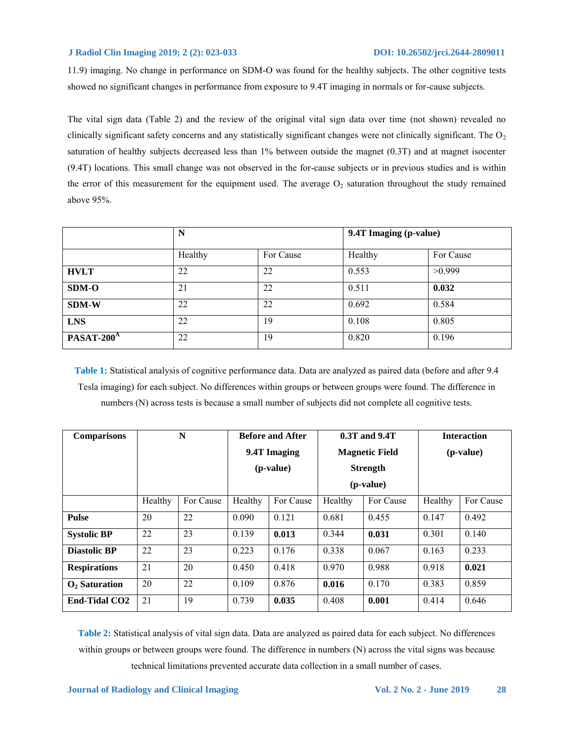11.9) imaging. No change in performance on SDM-O was found for the healthy subjects. The other cognitive tests showed no significant changes in performance from exposure to 9.4T imaging in normals or for-cause subjects.

The vital sign data (Table 2) and the review of the original vital sign data over time (not shown) revealed no clinically significant safety concerns and any statistically significant changes were not clinically significant. The $O_2$ saturation of healthy subjects decreased less than 1% between outside the magnet (0.3T) and at magnet isocenter (9.4T) locations. This small change was not observed in the for-cause subjects or in previous studies and is within the error of this measurement for the equipment used. The average $O_2$ saturation throughout the study remained above 95%.

| | N | | 9.4T Imaging (p-value) | |
|---|---|---|---|---|
| | Healthy | For Cause | Healthy | For Cause |
| **HVLT** | 22 | 22 | 0.553 | >0.999 |
| **SDM-O** | 21 | 22 | 0.511 | **0.032** |
| **SDM-W** | 22 | 22 | 0.692 | 0.584 |
| **LNS** | 22 | 19 | 0.108 | 0.805 |
| **PASAT-200**[A] | 22 | 19 | 0.820 | 0.196 |

**Table 1:** Statistical analysis of cognitive performance data. Data are analyzed as paired data (before and after 9.4 Tesla imaging) for each subject. No differences within groups or between groups were found. The difference in numbers (N) across tests is because a small number of subjects did not complete all cognitive tests.

| Comparisons | N | | Before and After 9.4T Imaging (p-value) | | 0.3T and 9.4T Magnetic Field Strength (p-value) | | Interaction (p-value) | |
|---|---|---|---|---|---|---|---|---|
| | Healthy | For Cause | Healthy | For Cause | Healthy | For Cause | Healthy | For Cause |
| **Pulse** | 20 | 22 | 0.090 | 0.121 | 0.681 | 0.455 | 0.147 | 0.492 |
| **Systolic BP** | 22 | 23 | 0.139 | **0.013** | 0.344 | **0.031** | 0.301 | 0.140 |
| **Diastolic BP** | 22 | 23 | 0.223 | 0.176 | 0.338 | 0.067 | 0.163 | 0.233 |
| **Respirations** | 21 | 20 | 0.450 | 0.418 | 0.970 | 0.988 | 0.918 | **0.021** |
| **$O_2$ Saturation** | 20 | 22 | 0.109 | 0.876 | **0.016** | 0.170 | 0.383 | 0.859 |
| **End-Tidal CO2** | 21 | 19 | 0.739 | **0.035** | 0.408 | **0.001** | 0.414 | 0.646 |

**Table 2:** Statistical analysis of vital sign data. Data are analyzed as paired data for each subject. No differences within groups or between groups were found. The difference in numbers (N) across the vital signs was because technical limitations prevented accurate data collection in a small number of cases.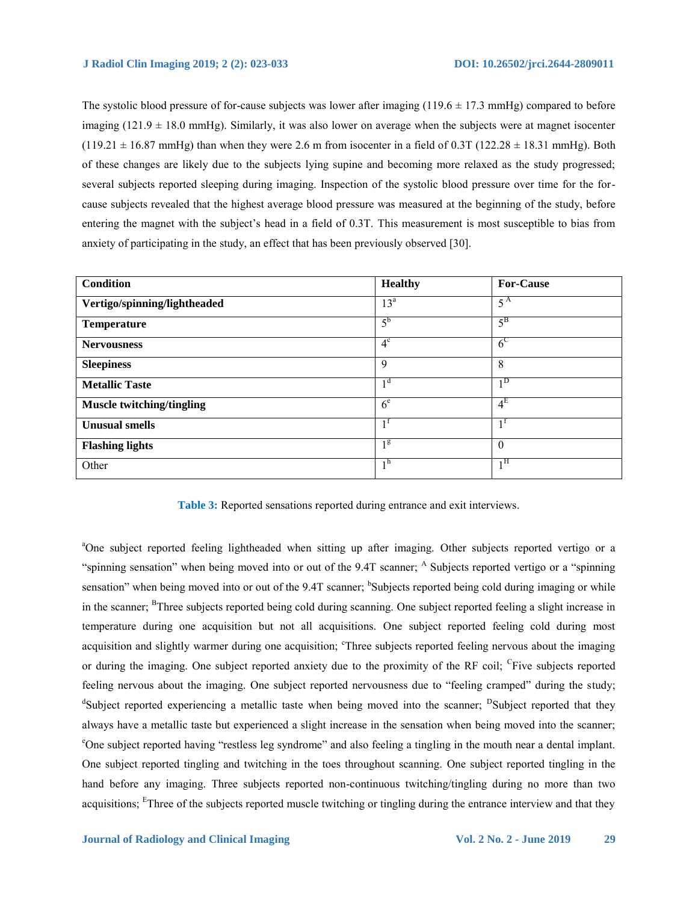The systolic blood pressure of for-cause subjects was lower after imaging (119.6 ± 17.3 mmHg) compared to before imaging (121.9 ± 18.0 mmHg). Similarly, it was also lower on average when the subjects were at magnet isocenter (119.21 ± 16.87 mmHg) than when they were 2.6 m from isocenter in a field of 0.3T (122.28 ± 18.31 mmHg). Both of these changes are likely due to the subjects lying supine and becoming more relaxed as the study progressed; several subjects reported sleeping during imaging. Inspection of the systolic blood pressure over time for the for-cause subjects revealed that the highest average blood pressure was measured at the beginning of the study, before entering the magnet with the subject's head in a field of 0.3T. This measurement is most susceptible to bias from anxiety of participating in the study, an effect that has been previously observed [30].

| **Condition** | **Healthy** | **For-Cause** |
|---|---|---|
| **Vertigo/spinning/lightheaded** | 13[a] | 5[A] |
| **Temperature** | 5[b] | 5[B] |
| **Nervousness** | 4[c] | 6[C] |
| **Sleepiness** | 9 | 8 |
| **Metallic Taste** | 1[d] | 1[D] |
| **Muscle twitching/tingling** | 6[e] | 4[E] |
| **Unusual smells** | 1[f] | 1[f] |
| **Flashing lights** | 1[g] | 0 |
| Other | 1[h] | 1[H] |

**Table 3:** Reported sensations reported during entrance and exit interviews.

[a]One subject reported feeling lightheaded when sitting up after imaging. Other subjects reported vertigo or a "spinning sensation" when being moved into or out of the 9.4T scanner; [A] Subjects reported vertigo or a "spinning sensation" when being moved into or out of the 9.4T scanner; [b]Subjects reported being cold during imaging or while in the scanner; [B]Three subjects reported being cold during scanning. One subject reported feeling a slight increase in temperature during one acquisition but not all acquisitions. One subject reported feeling cold during most acquisition and slightly warmer during one acquisition; [c]Three subjects reported feeling nervous about the imaging or during the imaging. One subject reported anxiety due to the proximity of the RF coil; [C]Five subjects reported feeling nervous about the imaging. One subject reported nervousness due to "feeling cramped" during the study; [d]Subject reported experiencing a metallic taste when being moved into the scanner; [D]Subject reported that they always have a metallic taste but experienced a slight increase in the sensation when being moved into the scanner; [e]One subject reported having "restless leg syndrome" and also feeling a tingling in the mouth near a dental implant. One subject reported tingling and twitching in the toes throughout scanning. One subject reported tingling in the hand before any imaging. Three subjects reported non-continuous twitching/tingling during no more than two acquisitions; [E]Three of the subjects reported muscle twitching or tingling during the entrance interview and that they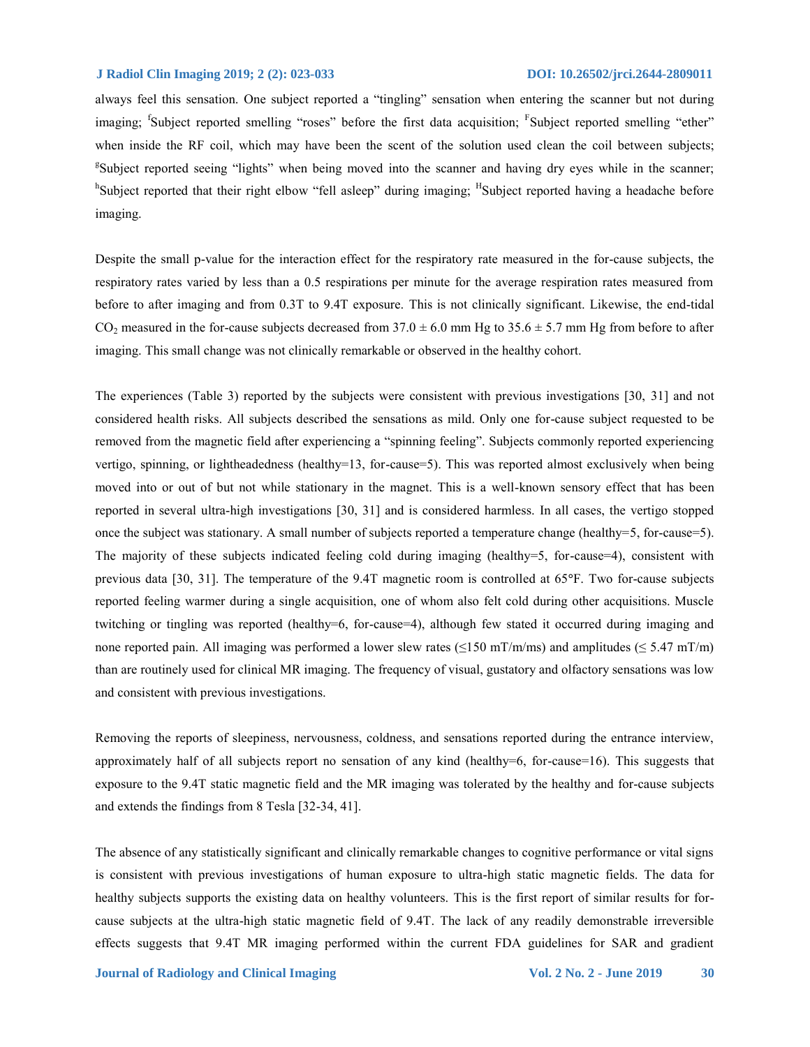always feel this sensation. One subject reported a "tingling" sensation when entering the scanner but not during imaging; [f]Subject reported smelling "roses" before the first data acquisition; [F]Subject reported smelling "ether" when inside the RF coil, which may have been the scent of the solution used clean the coil between subjects; [g]Subject reported seeing "lights" when being moved into the scanner and having dry eyes while in the scanner; [h]Subject reported that their right elbow "fell asleep" during imaging; [H]Subject reported having a headache before imaging.

Despite the small p-value for the interaction effect for the respiratory rate measured in the for-cause subjects, the respiratory rates varied by less than a 0.5 respirations per minute for the average respiration rates measured from before to after imaging and from 0.3T to 9.4T exposure. This is not clinically significant. Likewise, the end-tidal $CO_2$ measured in the for-cause subjects decreased from $37.0 \pm 6.0$ mm Hg to $35.6 \pm 5.7$ mm Hg from before to after imaging. This small change was not clinically remarkable or observed in the healthy cohort.

The experiences (Table 3) reported by the subjects were consistent with previous investigations [30, 31] and not considered health risks. All subjects described the sensations as mild. Only one for-cause subject requested to be removed from the magnetic field after experiencing a "spinning feeling". Subjects commonly reported experiencing vertigo, spinning, or lightheadedness (healthy=13, for-cause=5). This was reported almost exclusively when being moved into or out of but not while stationary in the magnet. This is a well-known sensory effect that has been reported in several ultra-high investigations [30, 31] and is considered harmless. In all cases, the vertigo stopped once the subject was stationary. A small number of subjects reported a temperature change (healthy=5, for-cause=5). The majority of these subjects indicated feeling cold during imaging (healthy=5, for-cause=4), consistent with previous data [30, 31]. The temperature of the 9.4T magnetic room is controlled at 65°F. Two for-cause subjects reported feeling warmer during a single acquisition, one of whom also felt cold during other acquisitions. Muscle twitching or tingling was reported (healthy=6, for-cause=4), although few stated it occurred during imaging and none reported pain. All imaging was performed a lower slew rates (≤150 mT/m/ms) and amplitudes (≤ 5.47 mT/m) than are routinely used for clinical MR imaging. The frequency of visual, gustatory and olfactory sensations was low and consistent with previous investigations.

Removing the reports of sleepiness, nervousness, coldness, and sensations reported during the entrance interview, approximately half of all subjects report no sensation of any kind (healthy=6, for-cause=16). This suggests that exposure to the 9.4T static magnetic field and the MR imaging was tolerated by the healthy and for-cause subjects and extends the findings from 8 Tesla [32-34, 41].

The absence of any statistically significant and clinically remarkable changes to cognitive performance or vital signs is consistent with previous investigations of human exposure to ultra-high static magnetic fields. The data for healthy subjects supports the existing data on healthy volunteers. This is the first report of similar results for for-cause subjects at the ultra-high static magnetic field of 9.4T. The lack of any readily demonstrable irreversible effects suggests that 9.4T MR imaging performed within the current FDA guidelines for SAR and gradient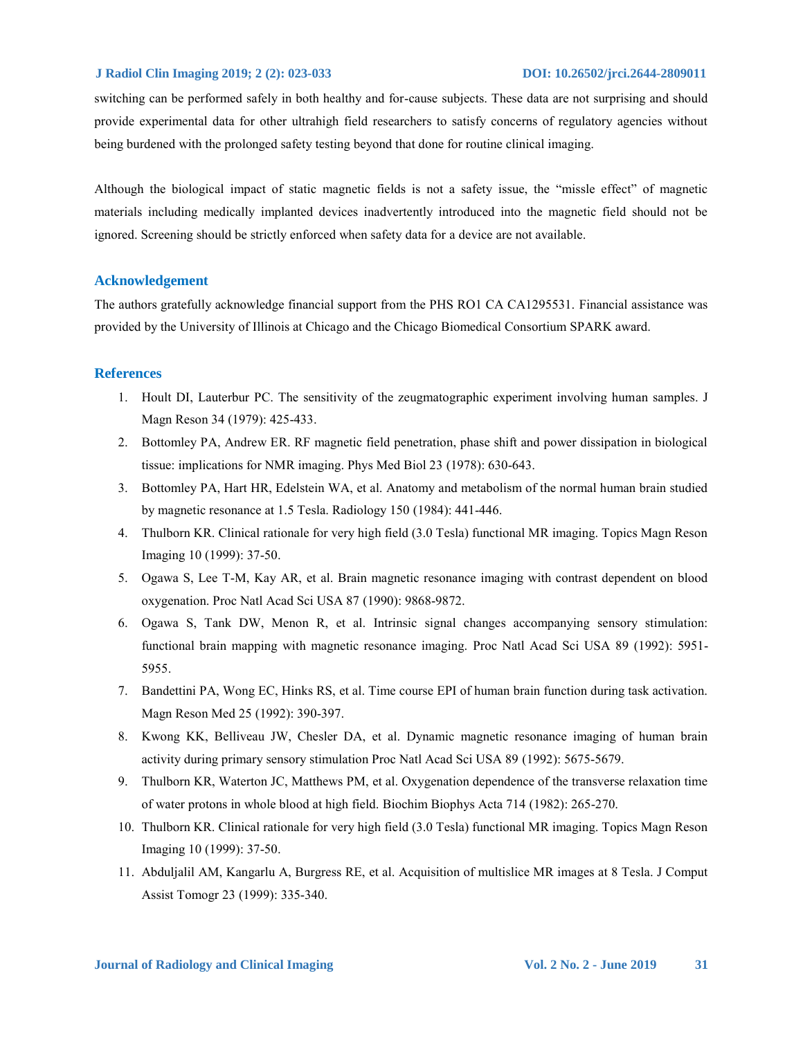switching can be performed safely in both healthy and for-cause subjects. These data are not surprising and should provide experimental data for other ultrahigh field researchers to satisfy concerns of regulatory agencies without being burdened with the prolonged safety testing beyond that done for routine clinical imaging.

Although the biological impact of static magnetic fields is not a safety issue, the "missle effect" of magnetic materials including medically implanted devices inadvertently introduced into the magnetic field should not be ignored. Screening should be strictly enforced when safety data for a device are not available.

## Acknowledgement

The authors gratefully acknowledge financial support from the PHS RO1 CA CA1295531. Financial assistance was provided by the University of Illinois at Chicago and the Chicago Biomedical Consortium SPARK award.

## References

1. Hoult DI, Lauterbur PC. The sensitivity of the zeugmatographic experiment involving human samples. J Magn Reson 34 (1979): 425-433.
2. Bottomley PA, Andrew ER. RF magnetic field penetration, phase shift and power dissipation in biological tissue: implications for NMR imaging. Phys Med Biol 23 (1978): 630-643.
3. Bottomley PA, Hart HR, Edelstein WA, et al. Anatomy and metabolism of the normal human brain studied by magnetic resonance at 1.5 Tesla. Radiology 150 (1984): 441-446.
4. Thulborn KR. Clinical rationale for very high field (3.0 Tesla) functional MR imaging. Topics Magn Reson Imaging 10 (1999): 37-50.
5. Ogawa S, Lee T-M, Kay AR, et al. Brain magnetic resonance imaging with contrast dependent on blood oxygenation. Proc Natl Acad Sci USA 87 (1990): 9868-9872.
6. Ogawa S, Tank DW, Menon R, et al. Intrinsic signal changes accompanying sensory stimulation: functional brain mapping with magnetic resonance imaging. Proc Natl Acad Sci USA 89 (1992): 5951-5955.
7. Bandettini PA, Wong EC, Hinks RS, et al. Time course EPI of human brain function during task activation. Magn Reson Med 25 (1992): 390-397.
8. Kwong KK, Belliveau JW, Chesler DA, et al. Dynamic magnetic resonance imaging of human brain activity during primary sensory stimulation Proc Natl Acad Sci USA 89 (1992): 5675-5679.
9. Thulborn KR, Waterton JC, Matthews PM, et al. Oxygenation dependence of the transverse relaxation time of water protons in whole blood at high field. Biochim Biophys Acta 714 (1982): 265-270.
10. Thulborn KR. Clinical rationale for very high field (3.0 Tesla) functional MR imaging. Topics Magn Reson Imaging 10 (1999): 37-50.
11. Abduljalil AM, Kangarlu A, Burgress RE, et al. Acquisition of multislice MR images at 8 Tesla. J Comput Assist Tomogr 23 (1999): 335-340.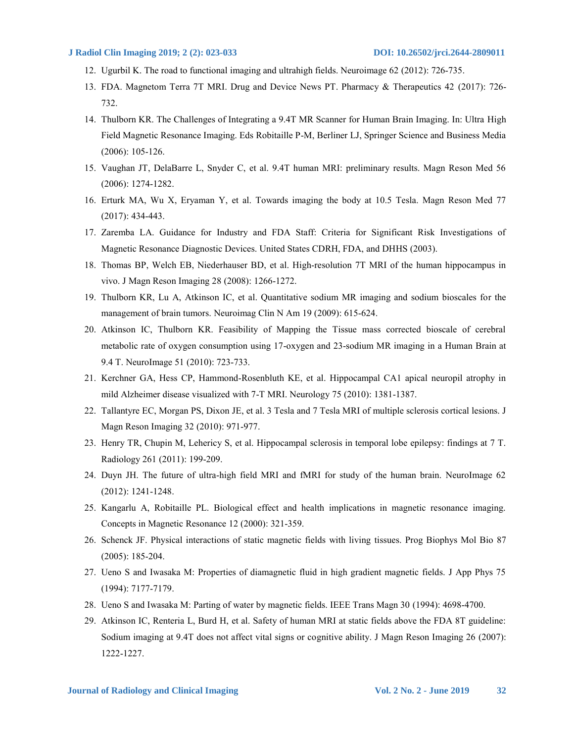12. Ugurbil K. The road to functional imaging and ultrahigh fields. Neuroimage 62 (2012): 726-735.
13. FDA. Magnetom Terra 7T MRI. Drug and Device News PT. Pharmacy & Therapeutics 42 (2017): 726-732.
14. Thulborn KR. The Challenges of Integrating a 9.4T MR Scanner for Human Brain Imaging. In: Ultra High Field Magnetic Resonance Imaging. Eds Robitaille P-M, Berliner LJ, Springer Science and Business Media (2006): 105-126.
15. Vaughan JT, DelaBarre L, Snyder C, et al. 9.4T human MRI: preliminary results. Magn Reson Med 56 (2006): 1274-1282.
16. Erturk MA, Wu X, Eryaman Y, et al. Towards imaging the body at 10.5 Tesla. Magn Reson Med 77 (2017): 434-443.
17. Zaremba LA. Guidance for Industry and FDA Staff: Criteria for Significant Risk Investigations of Magnetic Resonance Diagnostic Devices. United States CDRH, FDA, and DHHS (2003).
18. Thomas BP, Welch EB, Niederhauser BD, et al. High-resolution 7T MRI of the human hippocampus in vivo. J Magn Reson Imaging 28 (2008): 1266-1272.
19. Thulborn KR, Lu A, Atkinson IC, et al. Quantitative sodium MR imaging and sodium bioscales for the management of brain tumors. Neuroimag Clin N Am 19 (2009): 615-624.
20. Atkinson IC, Thulborn KR. Feasibility of Mapping the Tissue mass corrected bioscale of cerebral metabolic rate of oxygen consumption using 17-oxygen and 23-sodium MR imaging in a Human Brain at 9.4 T. NeuroImage 51 (2010): 723-733.
21. Kerchner GA, Hess CP, Hammond-Rosenbluth KE, et al. Hippocampal CA1 apical neuropil atrophy in mild Alzheimer disease visualized with 7-T MRI. Neurology 75 (2010): 1381-1387.
22. Tallantyre EC, Morgan PS, Dixon JE, et al. 3 Tesla and 7 Tesla MRI of multiple sclerosis cortical lesions. J Magn Reson Imaging 32 (2010): 971-977.
23. Henry TR, Chupin M, Lehericy S, et al. Hippocampal sclerosis in temporal lobe epilepsy: findings at 7 T. Radiology 261 (2011): 199-209.
24. Duyn JH. The future of ultra-high field MRI and fMRI for study of the human brain. NeuroImage 62 (2012): 1241-1248.
25. Kangarlu A, Robitaille PL. Biological effect and health implications in magnetic resonance imaging. Concepts in Magnetic Resonance 12 (2000): 321-359.
26. Schenck JF. Physical interactions of static magnetic fields with living tissues. Prog Biophys Mol Bio 87 (2005): 185-204.
27. Ueno S and Iwasaka M: Properties of diamagnetic fluid in high gradient magnetic fields. J App Phys 75 (1994): 7177-7179.
28. Ueno S and Iwasaka M: Parting of water by magnetic fields. IEEE Trans Magn 30 (1994): 4698-4700.
29. Atkinson IC, Renteria L, Burd H, et al. Safety of human MRI at static fields above the FDA 8T guideline: Sodium imaging at 9.4T does not affect vital signs or cognitive ability. J Magn Reson Imaging 26 (2007): 1222-1227.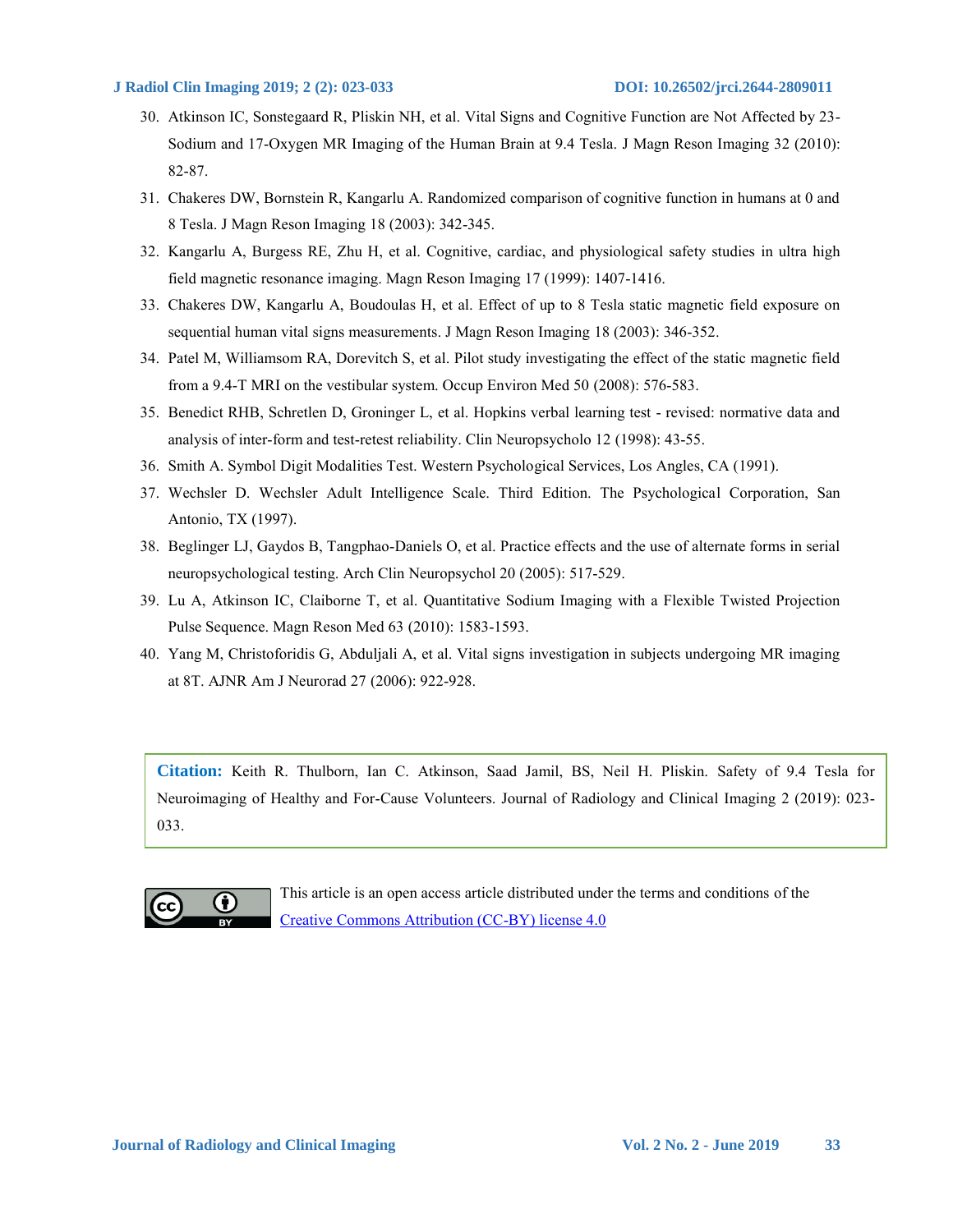30. Atkinson IC, Sonstegaard R, Pliskin NH, et al. Vital Signs and Cognitive Function are Not Affected by 23-Sodium and 17-Oxygen MR Imaging of the Human Brain at 9.4 Tesla. J Magn Reson Imaging 32 (2010): 82-87.
31. Chakeres DW, Bornstein R, Kangarlu A. Randomized comparison of cognitive function in humans at 0 and 8 Tesla. J Magn Reson Imaging 18 (2003): 342-345.
32. Kangarlu A, Burgess RE, Zhu H, et al. Cognitive, cardiac, and physiological safety studies in ultra high field magnetic resonance imaging. Magn Reson Imaging 17 (1999): 1407-1416.
33. Chakeres DW, Kangarlu A, Boudoulas H, et al. Effect of up to 8 Tesla static magnetic field exposure on sequential human vital signs measurements. J Magn Reson Imaging 18 (2003): 346-352.
34. Patel M, Williamsom RA, Dorevitch S, et al. Pilot study investigating the effect of the static magnetic field from a 9.4-T MRI on the vestibular system. Occup Environ Med 50 (2008): 576-583.
35. Benedict RHB, Schretlen D, Groninger L, et al. Hopkins verbal learning test - revised: normative data and analysis of inter-form and test-retest reliability. Clin Neuropsycholo 12 (1998): 43-55.
36. Smith A. Symbol Digit Modalities Test. Western Psychological Services, Los Angles, CA (1991).
37. Wechsler D. Wechsler Adult Intelligence Scale. Third Edition. The Psychological Corporation, San Antonio, TX (1997).
38. Beglinger LJ, Gaydos B, Tangphao-Daniels O, et al. Practice effects and the use of alternate forms in serial neuropsychological testing. Arch Clin Neuropsychol 20 (2005): 517-529.
39. Lu A, Atkinson IC, Claiborne T, et al. Quantitative Sodium Imaging with a Flexible Twisted Projection Pulse Sequence. Magn Reson Med 63 (2010): 1583-1593.
40. Yang M, Christoforidis G, Abduljali A, et al. Vital signs investigation in subjects undergoing MR imaging at 8T. AJNR Am J Neurorad 27 (2006): 922-928.

**Citation:** Keith R. Thulborn, Ian C. Atkinson, Saad Jamil, BS, Neil H. Pliskin. Safety of 9.4 Tesla for Neuroimaging of Healthy and For-Cause Volunteers. Journal of Radiology and Clinical Imaging 2 (2019): 023-033.

This article is an open access article distributed under the terms and conditions of the Creative Commons Attribution (CC-BY) license 4.0